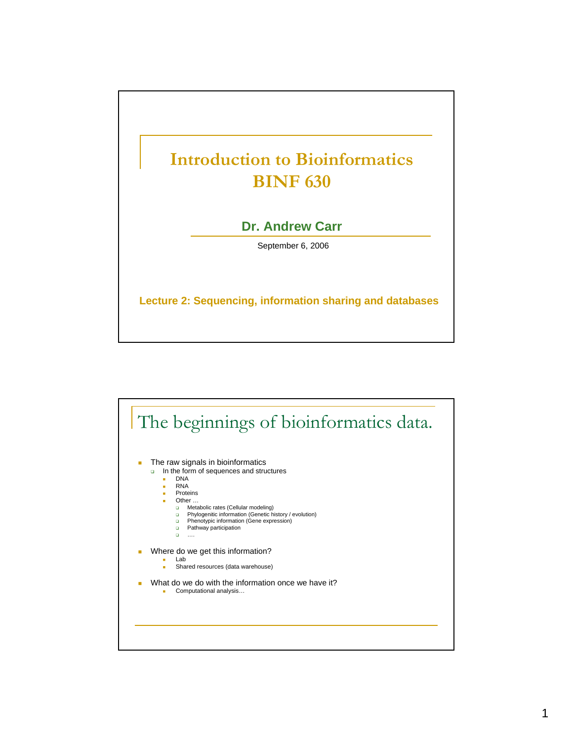# Introduction to Bioinformatics BINF 630

**Dr. Andrew Carr**

September 6, 2006

**Lecture 2: Sequencing, information sharing and databases**

## The beginnings of bioinformatics data.

- The raw signals in bioinformatics
  - In the form of sequences and structures
    - DNA
    - RNA
    - Proteins
    - Other …
      - Metabolic rates (Cellular modeling)
      - Phylogenitic information (Genetic history / evolution)
      - Phenotypic information (Gene expression)
      - Pathway participation
      - ….
- Where do we get this information?
  - Lab
  - Shared resources (data warehouse)
- What do we do with the information once we have it?
  - Computational analysis…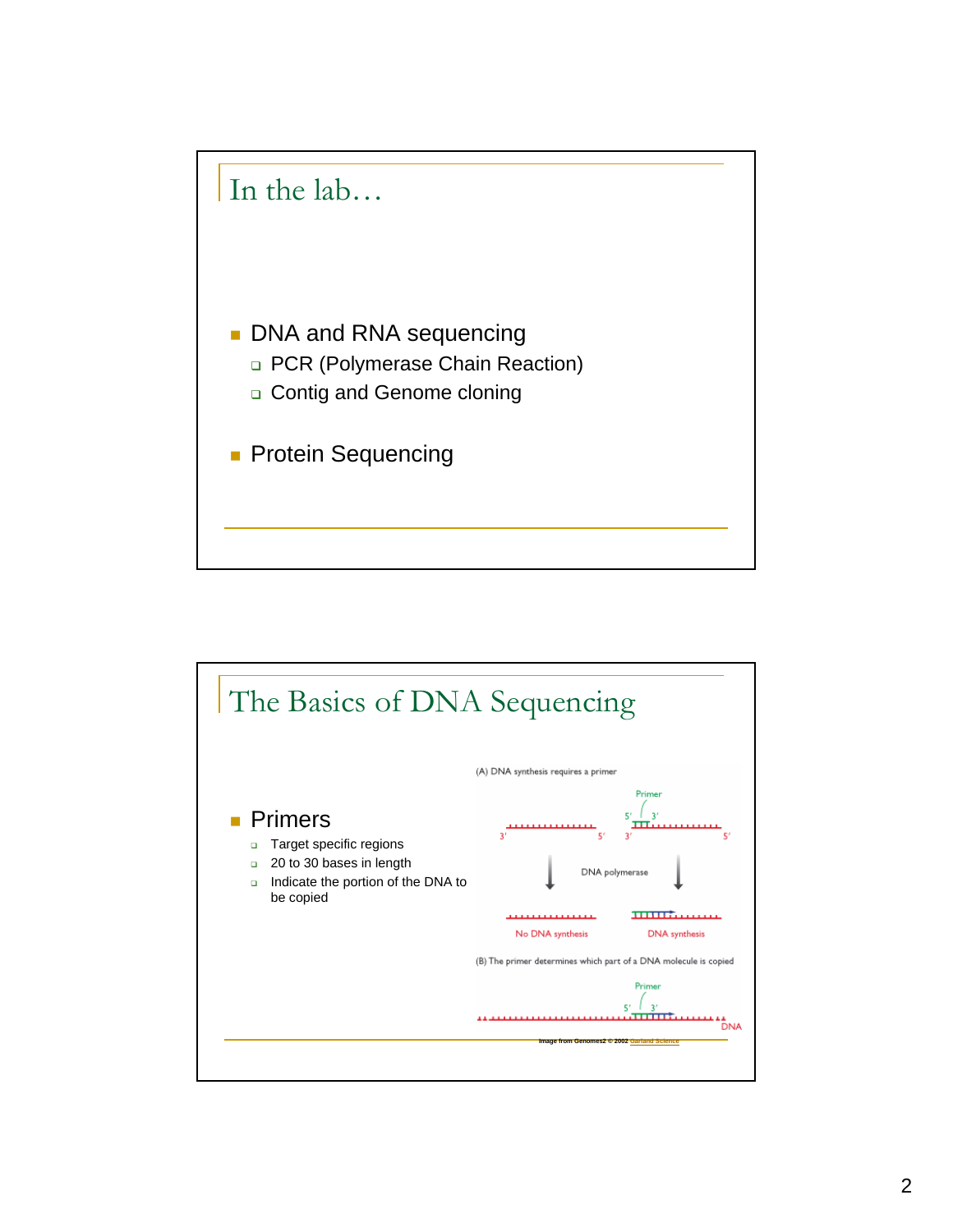## In the lab…

- DNA and RNA sequencing
  - PCR (Polymerase Chain Reaction)
  - Contig and Genome cloning
- Protein Sequencing

## The Basics of DNA Sequencing

- Primers
  - Target specific regions
  - 20 to 30 bases in length
  - Indicate the portion of the DNA to be copied

(A) DNA synthesis requires a primer

Primer

5' 3'

3' 5' 3' 5'

DNA polymerase

No DNA synthesis

DNA synthesis

(B) The primer determines which part of a DNA molecule is copied

Primer

5' 3'

DNA

Image from Genomes2 © 2002 Garland Science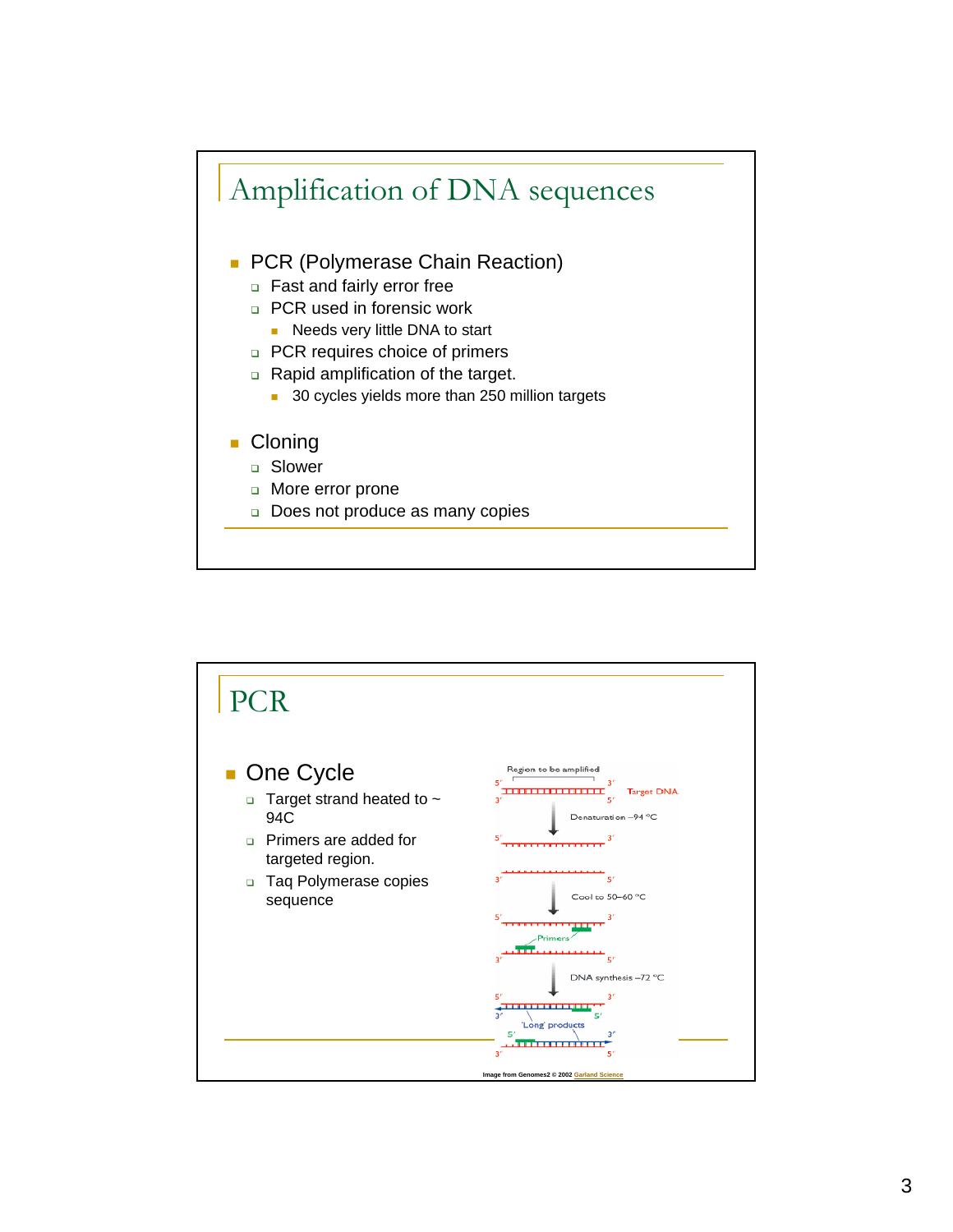## Amplification of DNA sequences

- PCR (Polymerase Chain Reaction)
  - Fast and fairly error free
  - PCR used in forensic work
    - Needs very little DNA to start
  - PCR requires choice of primers
  - Rapid amplification of the target.
    - 30 cycles yields more than 250 million targets

- Cloning
  - Slower
  - More error prone
  - Does not produce as many copies

## PCR

- One Cycle
  - Target strand heated to ~ 94C
  - Primers are added for targeted region.
  - Taq Polymerase copies sequence

Region to be amplified

Target DNA

Denaturation ~94 °C

Cool to 50–60 °C

Primers

DNA synthesis ~72 °C

'Long' products

Image from Genomes2 © 2002 Garland Science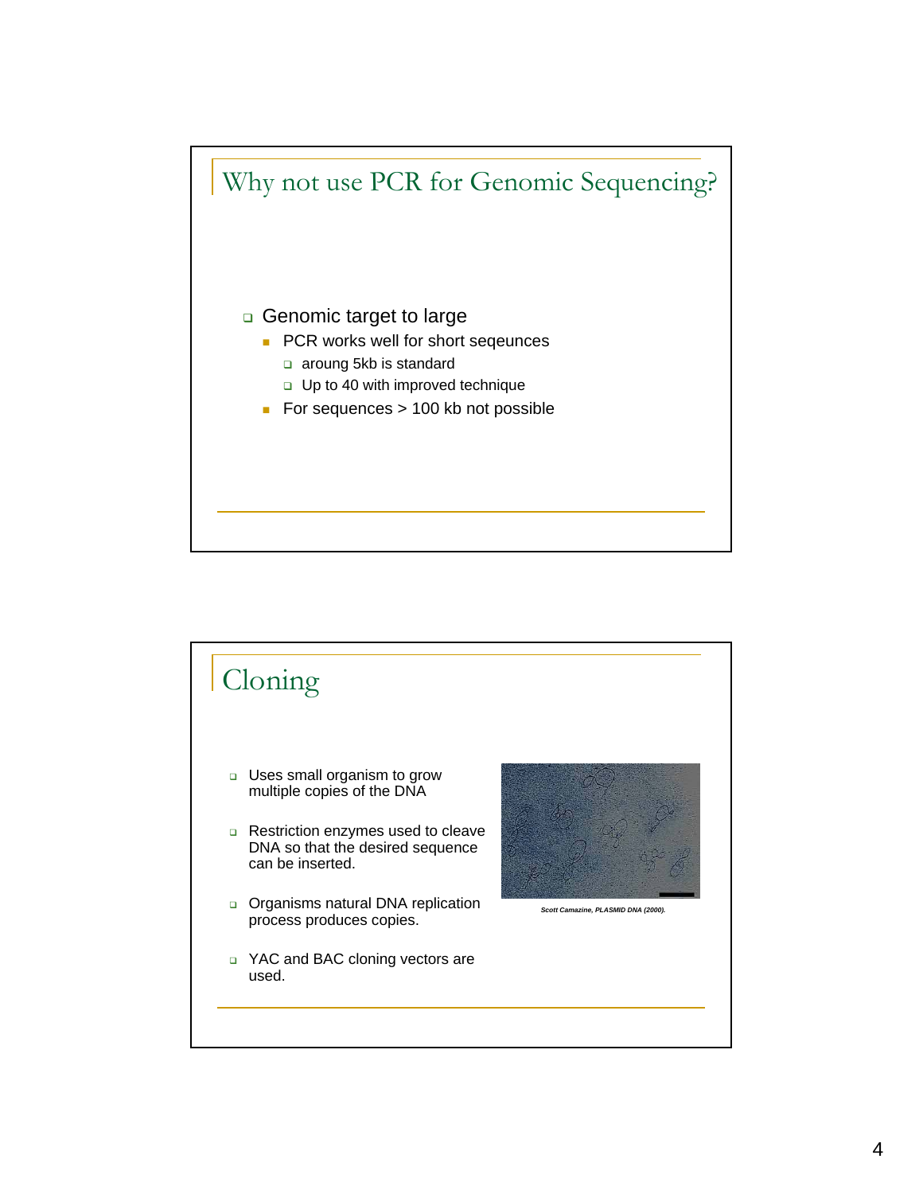## Why not use PCR for Genomic Sequencing?

- Genomic target to large
  - PCR works well for short seqeunces
    - aroung 5kb is standard
    - Up to 40 with improved technique
  - For sequences > 100 kb not possible

## Cloning

- Uses small organism to grow multiple copies of the DNA
- Restriction enzymes used to cleave DNA so that the desired sequence can be inserted.
- Organisms natural DNA replication process produces copies.
- YAC and BAC cloning vectors are used.

*Scott Camazine, PLASMID DNA (2000).*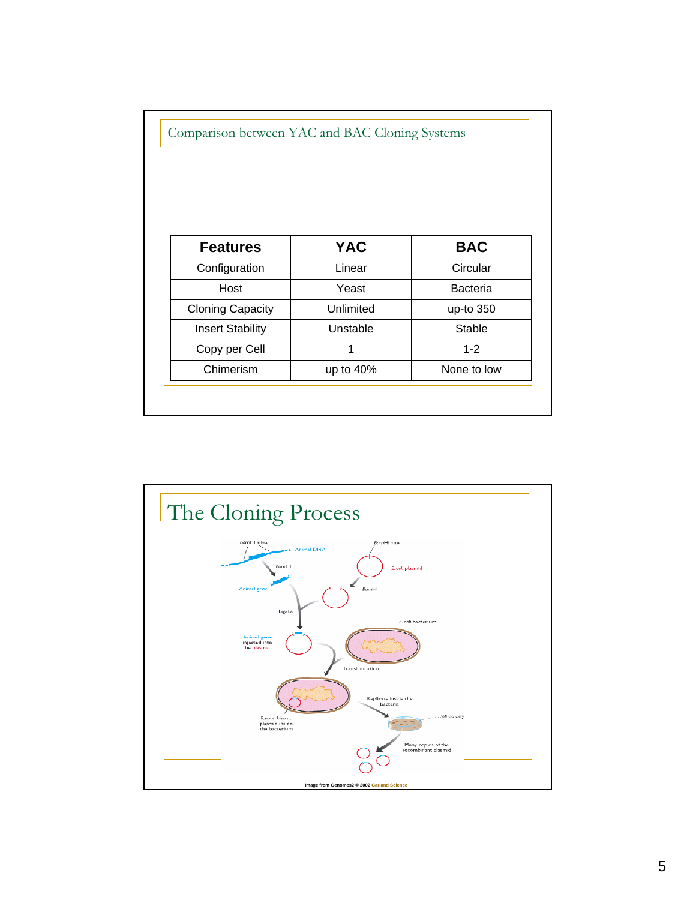## Comparison between YAC and BAC Cloning Systems

| Features | YAC | BAC |
|---|---|---|
| Configuration | Linear | Circular |
| Host | Yeast | Bacteria |
| Cloning Capacity | Unlimited | up-to 350 |
| Insert Stability | Unstable | Stable |
| Copy per Cell | 1 | 1-2 |
| Chimerism | up to 40% | None to low |

## The Cloning Process

Image from Genomes2 © 2002 Garland Science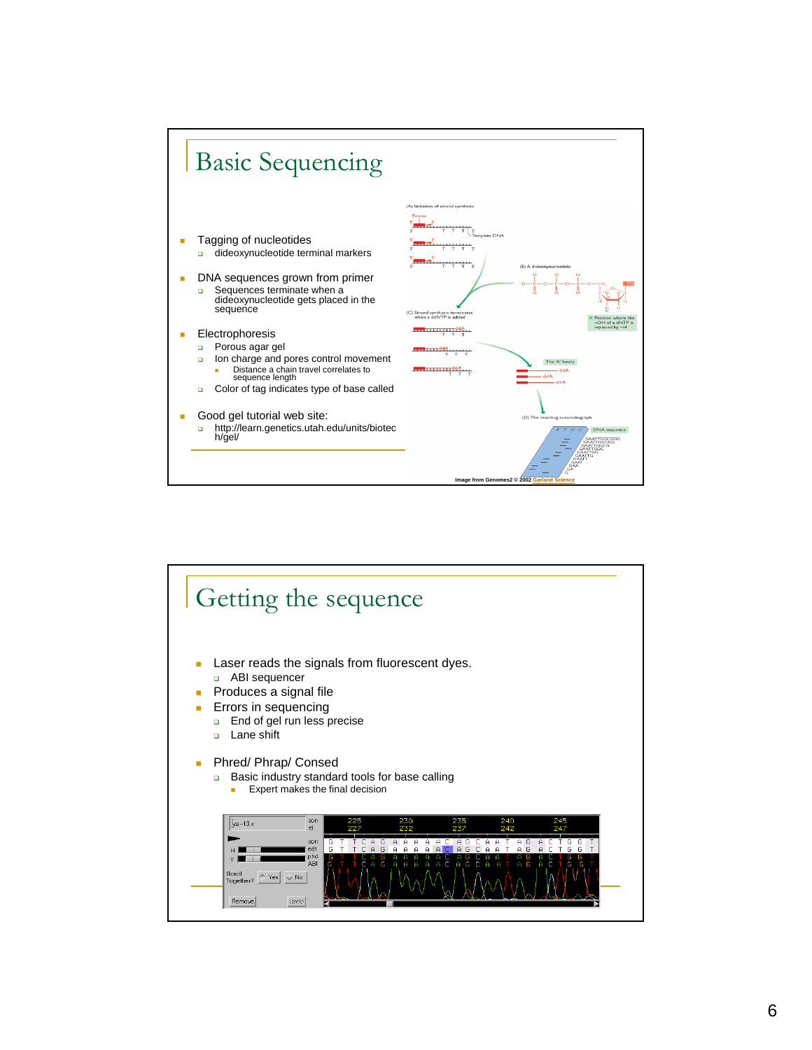# Basic Sequencing

- Tagging of nucleotides
  - dideoxynucleotide terminal markers
- DNA sequences grown from primer
  - Sequences terminate when a dideoxynucleotide gets placed in the sequence
- Electrophoresis
  - Porous agar gel
  - Ion charge and pores control movement
    - Distance a chain travel correlates to sequence length
  - Color of tag indicates type of base called
- Good gel tutorial web site:
  - http://learn.genetics.utah.edu/units/biotech/gel/

Image from Genomes2 © 2002 Garland Science

# Getting the sequence

- Laser reads the signals from fluorescent dyes.
  - ABI sequencer
- Produces a signal file
- Errors in sequencing
  - End of gel run less precise
  - Lane shift
- Phred/ Phrap/ Consed
  - Basic industry standard tools for base calling
    - Expert makes the final decision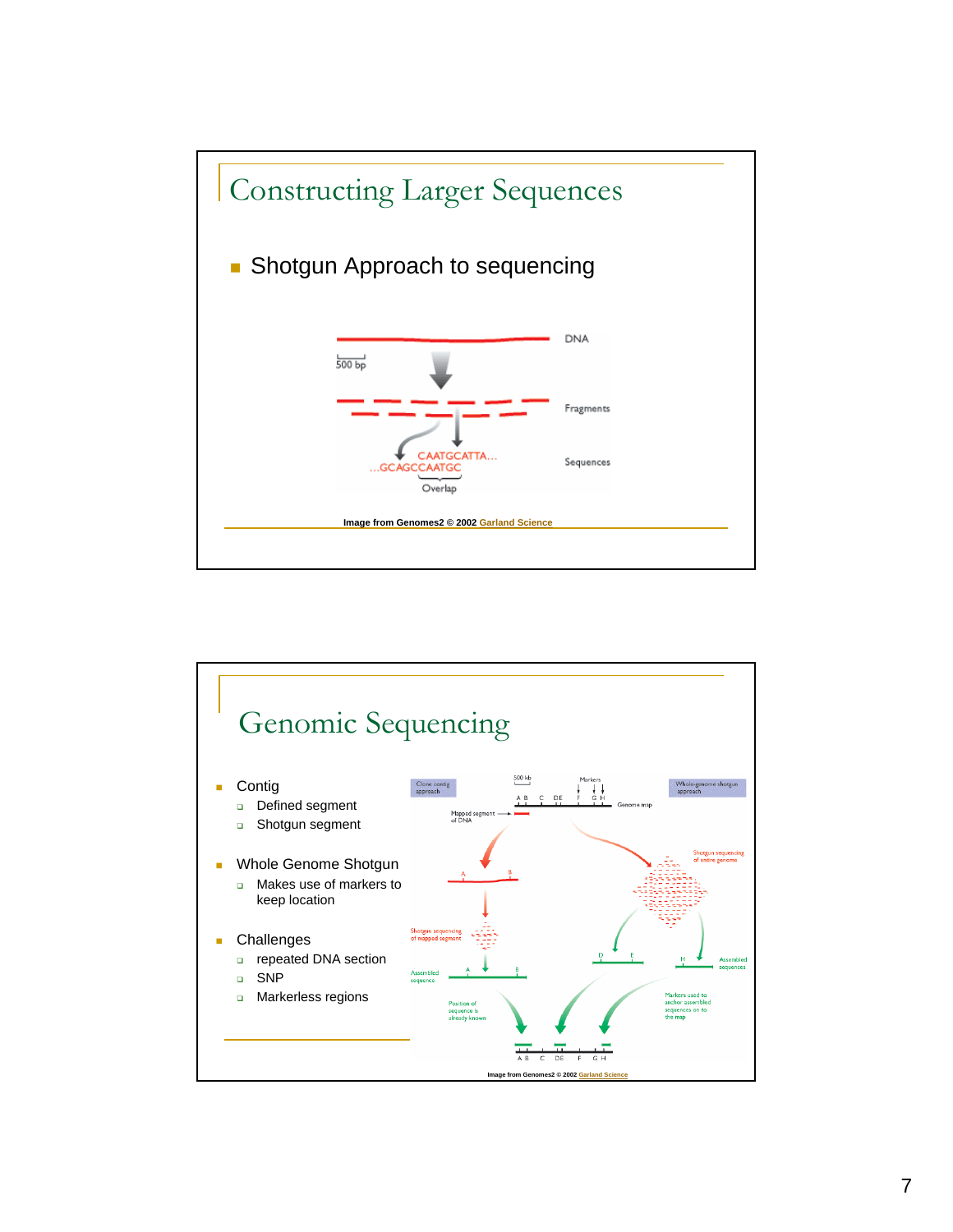# Constructing Larger Sequences

- Shotgun Approach to sequencing

DNA

500 bp

Fragments

CAATGCATTA...
...GCAGCCAATGC

Overlap

Sequences

Image from Genomes2 © 2002 Garland Science

# Genomic Sequencing

- Contig
  - Defined segment
  - Shotgun segment
- Whole Genome Shotgun
  - Makes use of markers to keep location
- Challenges
  - repeated DNA section
  - SNP
  - Markerless regions

Image from Genomes2 © 2002 Garland Science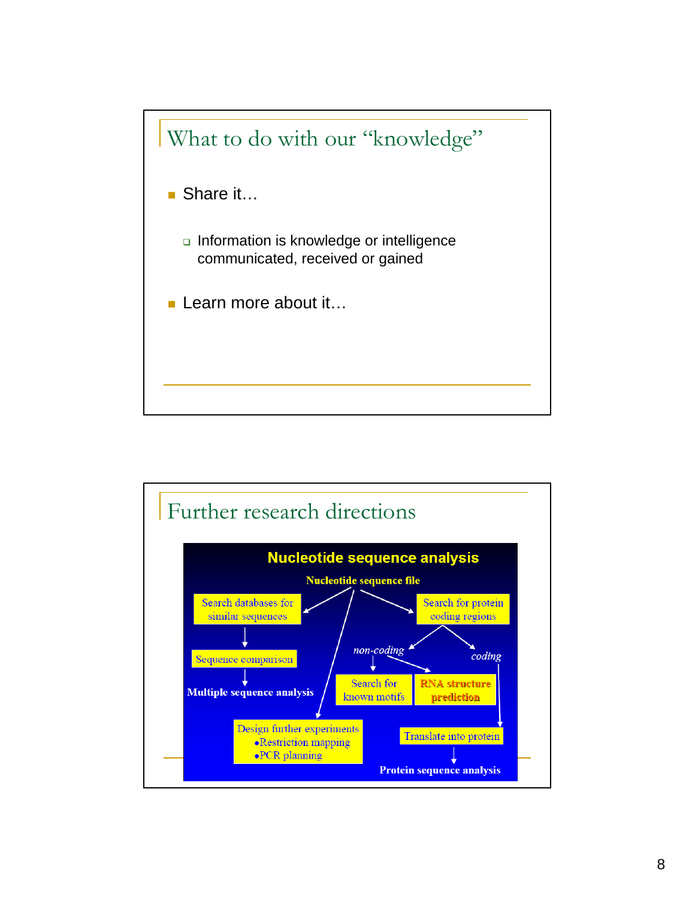## What to do with our "knowledge"

- Share it…
  - Information is knowledge or intelligence communicated, received or gained
- Learn more about it…

## Further research directions

**Nucleotide sequence analysis**

**Nucleotide sequence file**

- Search databases for similar sequences
  - Sequence comparison
    - **Multiple sequence analysis**
- Search for protein coding regions
  - *non-coding*
    - Search for known motifs
    - **RNA structure prediction**
  - *coding*
    - Translate into protein
      - **Protein sequence analysis**
- Design further experiments
  - •Restriction mapping
  - •PCR planning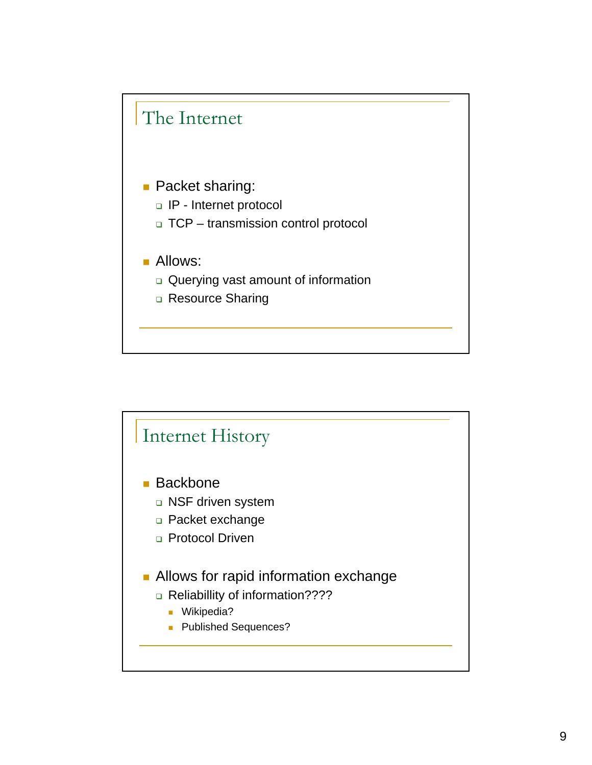## The Internet

- Packet sharing:
  - IP - Internet protocol
  - TCP – transmission control protocol
- Allows:
  - Querying vast amount of information
  - Resource Sharing

## Internet History

- Backbone
  - NSF driven system
  - Packet exchange
  - Protocol Driven
- Allows for rapid information exchange
  - Reliabillity of information????
    - Wikipedia?
    - Published Sequences?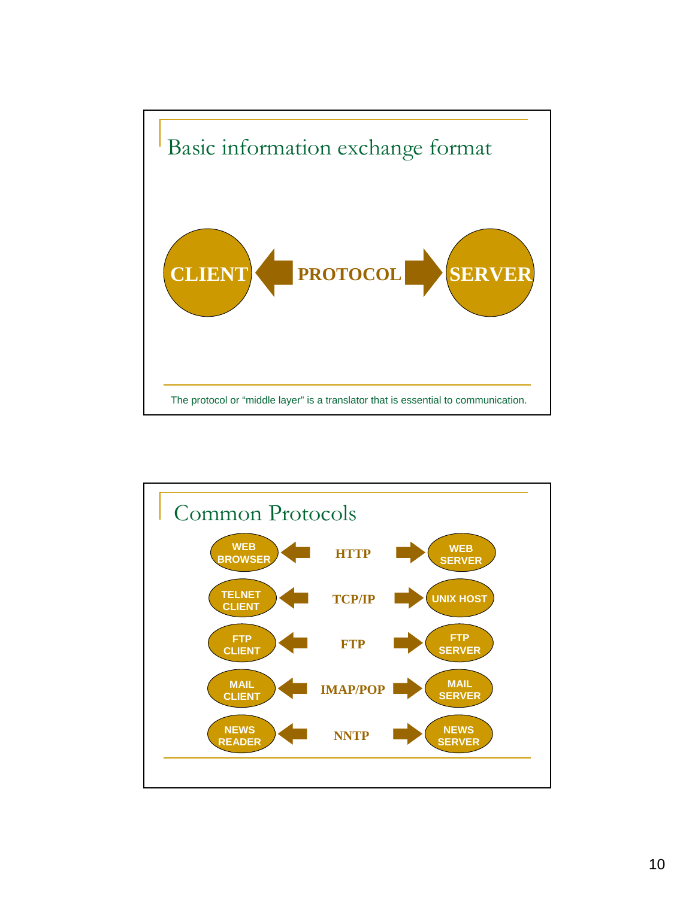## Basic information exchange format

CLIENT ⟵ PROTOCOL ⟶ SERVER

The protocol or “middle layer” is a translator that is essential to communication.

## Common Protocols

| Client | Protocol | Server |
| --- | --- | --- |
| WEB BROWSER | HTTP | WEB SERVER |
| TELNET CLIENT | TCP/IP | UNIX HOST |
| FTP CLIENT | FTP | FTP SERVER |
| MAIL CLIENT | IMAP/POP | MAIL SERVER |
| NEWS READER | NNTP | NEWS SERVER |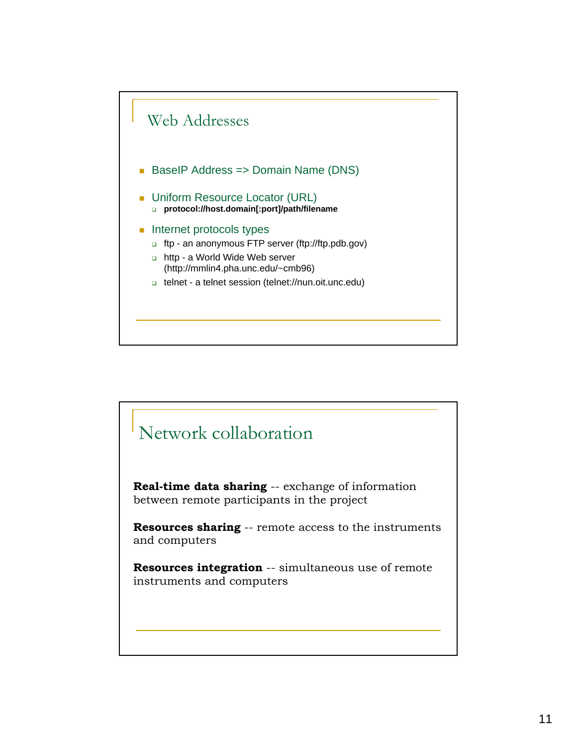## Web Addresses

- BaseIP Address => Domain Name (DNS)
- Uniform Resource Locator (URL)
  - **protocol://host.domain[:port]/path/filename**
- Internet protocols types
  - ftp - an anonymous FTP server (ftp://ftp.pdb.gov)
  - http - a World Wide Web server (http://mmlin4.pha.unc.edu/~cmb96)
  - telnet - a telnet session (telnet://nun.oit.unc.edu)

## Network collaboration

**Real-time data sharing** -- exchange of information between remote participants in the project

**Resources sharing** -- remote access to the instruments and computers

**Resources integration** -- simultaneous use of remote instruments and computers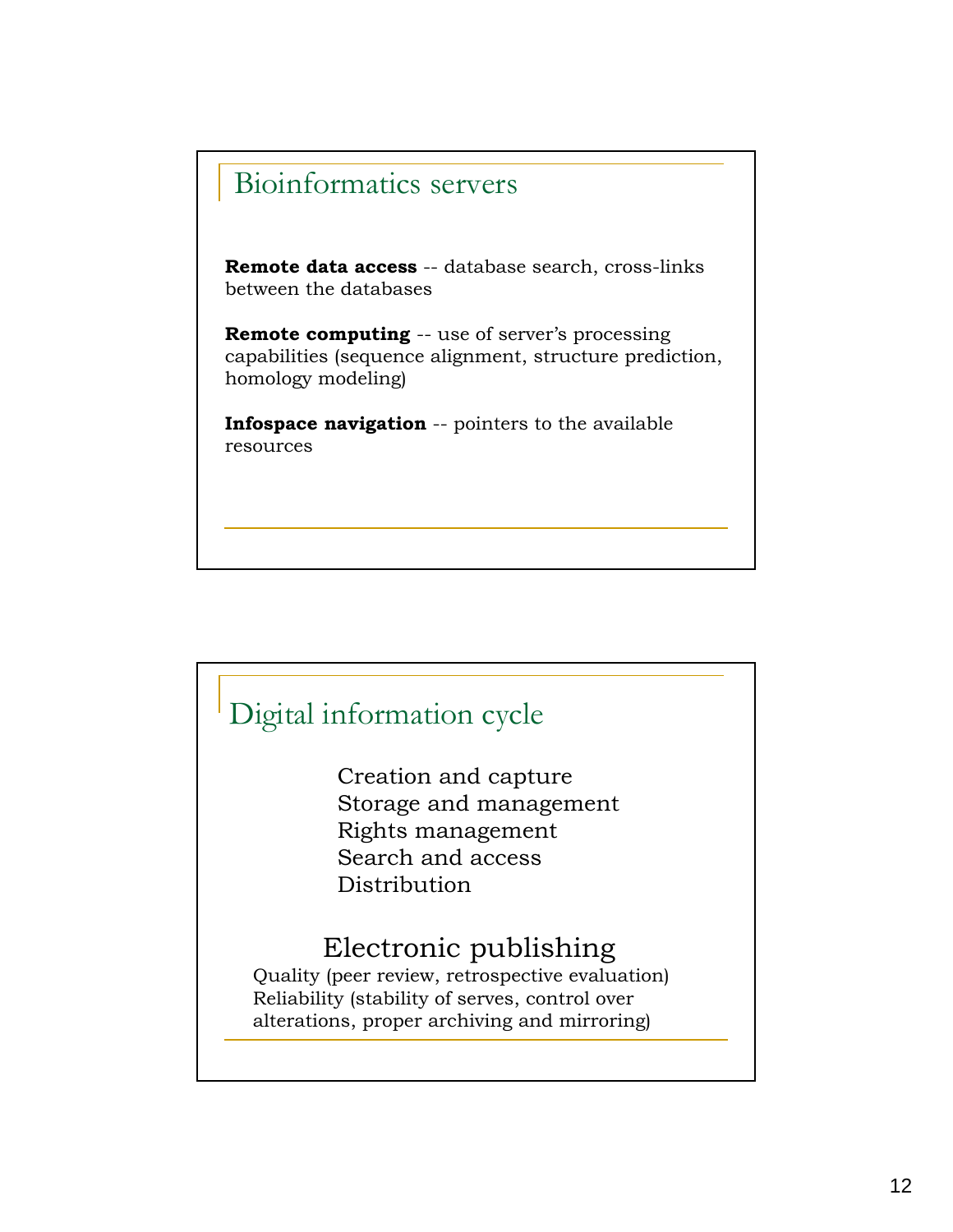## Bioinformatics servers

**Remote data access** -- database search, cross-links between the databases

**Remote computing** -- use of server's processing capabilities (sequence alignment, structure prediction, homology modeling)

**Infospace navigation** -- pointers to the available resources

## Digital information cycle

Creation and capture
Storage and management
Rights management
Search and access
Distribution

### Electronic publishing

Quality (peer review, retrospective evaluation)
Reliability (stability of serves, control over alterations, proper archiving and mirroring)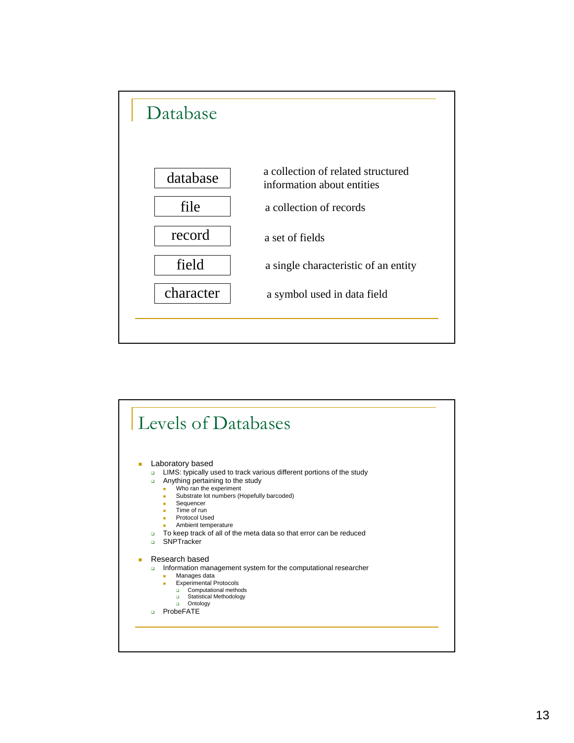# Database

| | |
|---|---|
| database | a collection of related structured information about entities |
| file | a collection of records |
| record | a set of fields |
| field | a single characteristic of an entity |
| character | a symbol used in data field |

# Levels of Databases

- Laboratory based
  - LIMS: typically used to track various different portions of the study
  - Anything pertaining to the study
    - Who ran the experiment
    - Substrate lot numbers (Hopefully barcoded)
    - Sequencer
    - Time of run
    - Protocol Used
    - Ambient temperature
  - To keep track of all of the meta data so that error can be reduced
  - SNPTracker
- Research based
  - Information management system for the computational researcher
    - Manages data
    - Experimental Protocols
      - Computational methods
      - Statistical Methodology
      - Ontology
  - ProbeFATE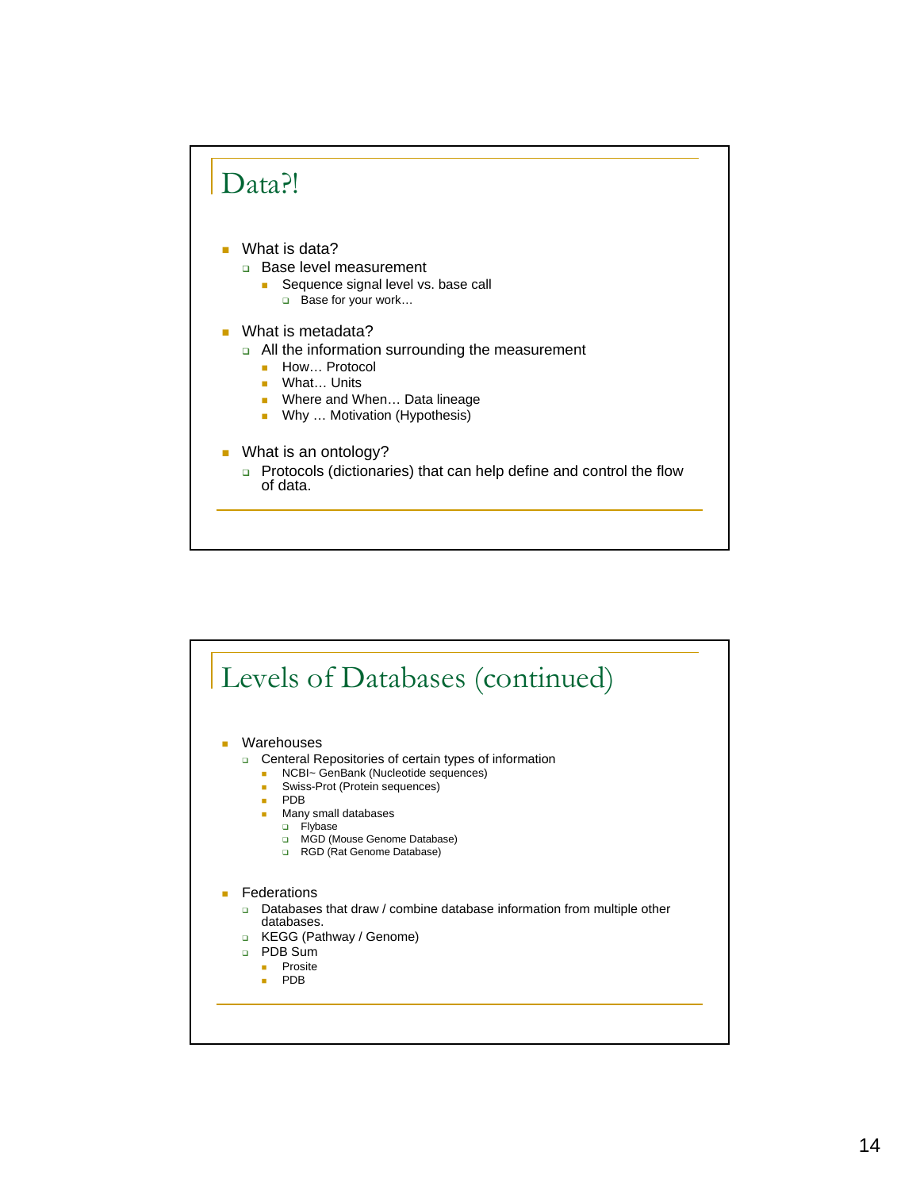## Data?!

- What is data?
  - Base level measurement
    - Sequence signal level vs. base call
      - Base for your work…
- What is metadata?
  - All the information surrounding the measurement
    - How… Protocol
    - What… Units
    - Where and When… Data lineage
    - Why … Motivation (Hypothesis)
- What is an ontology?
  - Protocols (dictionaries) that can help define and control the flow of data.

## Levels of Databases (continued)

- Warehouses
  - Centeral Repositories of certain types of information
    - NCBI~ GenBank (Nucleotide sequences)
    - Swiss-Prot (Protein sequences)
    - PDB
    - Many small databases
      - Flybase
      - MGD (Mouse Genome Database)
      - RGD (Rat Genome Database)
- Federations
  - Databases that draw / combine database information from multiple other databases.
  - KEGG (Pathway / Genome)
  - PDB Sum
    - Prosite
    - PDB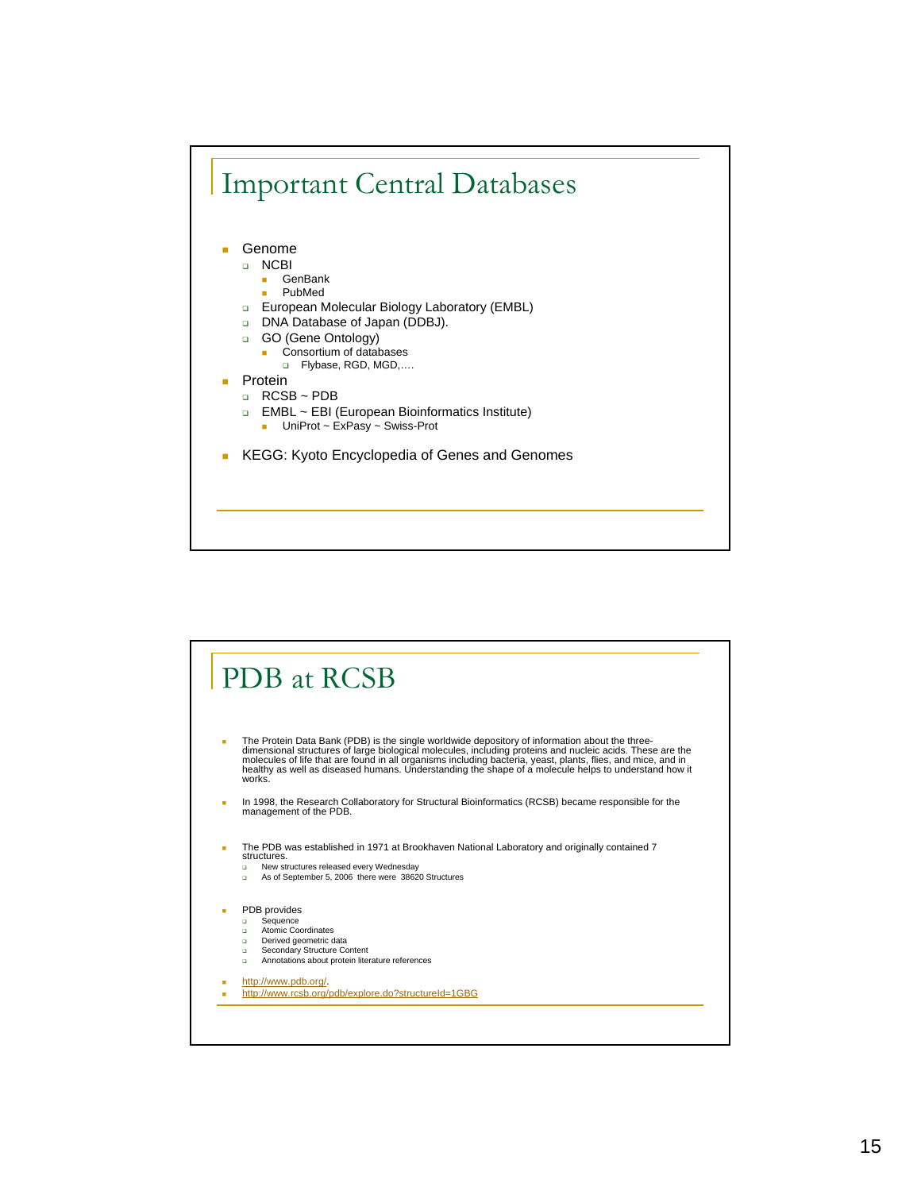# Important Central Databases

- Genome
  - NCBI
    - GenBank
    - PubMed
  - European Molecular Biology Laboratory (EMBL)
  - DNA Database of Japan (DDBJ).
  - GO (Gene Ontology)
    - Consortium of databases
      - Flybase, RGD, MGD,….
- Protein
  - RCSB ~ PDB
  - EMBL ~ EBI (European Bioinformatics Institute)
    - UniProt ~ ExPasy ~ Swiss-Prot
- KEGG: Kyoto Encyclopedia of Genes and Genomes

# PDB at RCSB

- The Protein Data Bank (PDB) is the single worldwide depository of information about the three-dimensional structures of large biological molecules, including proteins and nucleic acids. These are the molecules of life that are found in all organisms including bacteria, yeast, plants, flies, and mice, and in healthy as well as diseased humans. Understanding the shape of a molecule helps to understand how it works.
- In 1998, the Research Collaboratory for Structural Bioinformatics (RCSB) became responsible for the management of the PDB.
- The PDB was established in 1971 at Brookhaven National Laboratory and originally contained 7 structures.
  - New structures released every Wednesday
  - As of September 5, 2006 there were 38620 Structures
- PDB provides
  - Sequence
  - Atomic Coordinates
  - Derived geometric data
  - Secondary Structure Content
  - Annotations about protein literature references
- http://www.pdb.org/.
- http://www.rcsb.org/pdb/explore.do?structureId=1GBG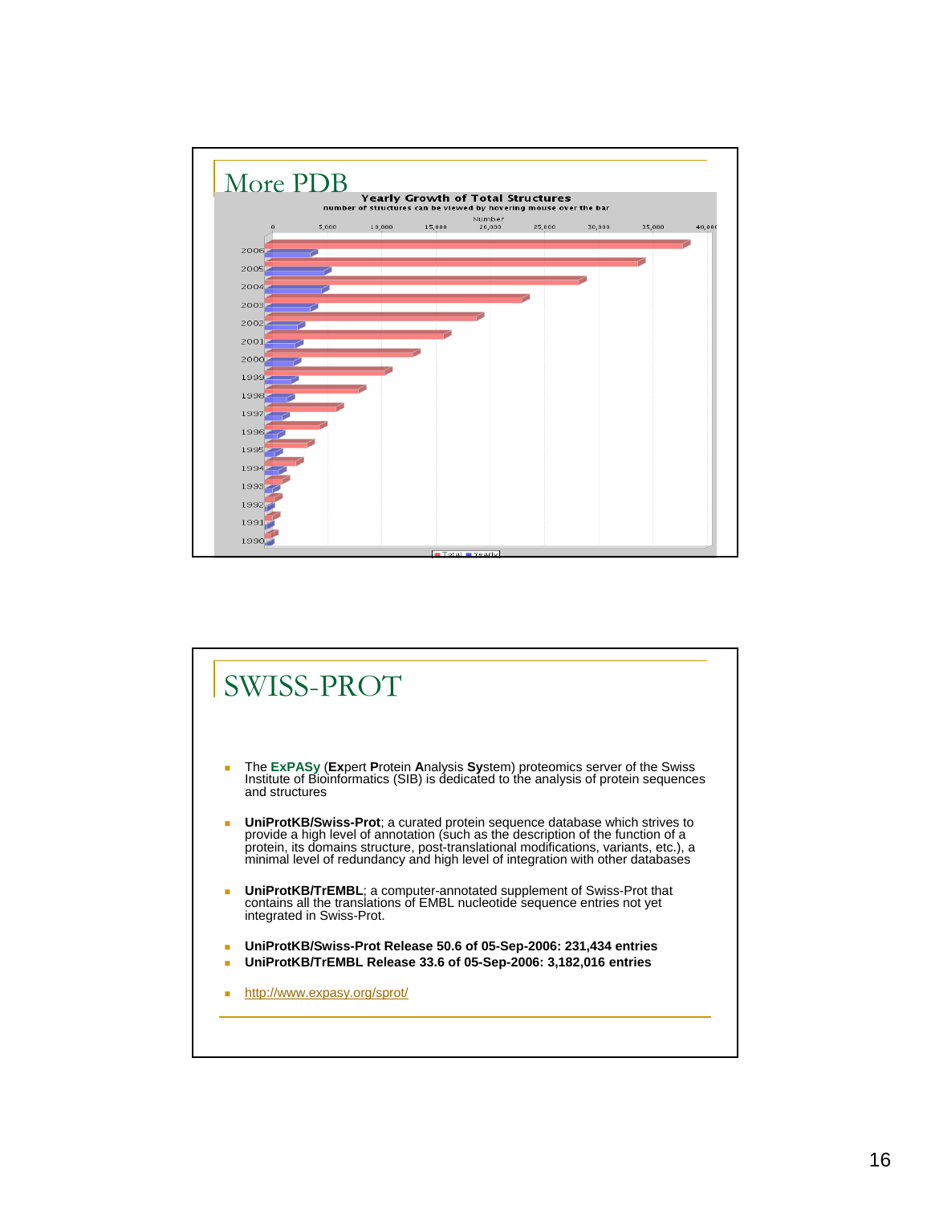## More PDB

**Yearly Growth of Total Structures**

number of structures can be viewed by hovering mouse over the bar

## SWISS-PROT

- The **ExPASy** (**Ex**pert **P**rotein **A**nalysis **Sy**stem) proteomics server of the Swiss Institute of Bioinformatics (SIB) is dedicated to the analysis of protein sequences and structures
- **UniProtKB/Swiss-Prot**; a curated protein sequence database which strives to provide a high level of annotation (such as the description of the function of a protein, its domains structure, post-translational modifications, variants, etc.), a minimal level of redundancy and high level of integration with other databases
- **UniProtKB/TrEMBL**; a computer-annotated supplement of Swiss-Prot that contains all the translations of EMBL nucleotide sequence entries not yet integrated in Swiss-Prot.
- **UniProtKB/Swiss-Prot Release 50.6 of 05-Sep-2006: 231,434 entries**
- **UniProtKB/TrEMBL Release 33.6 of 05-Sep-2006: 3,182,016 entries**
- http://www.expasy.org/sprot/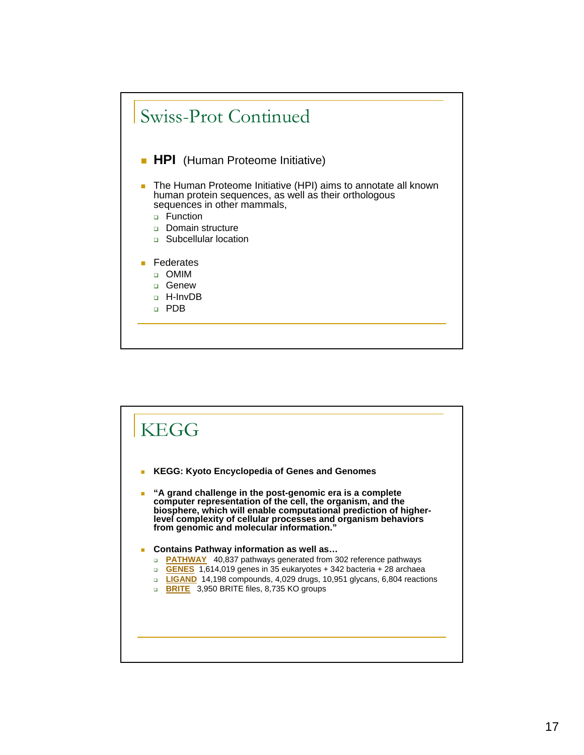## Swiss-Prot Continued

- **HPI** (Human Proteome Initiative)
- The Human Proteome Initiative (HPI) aims to annotate all known human protein sequences, as well as their orthologous sequences in other mammals,
  - Function
  - Domain structure
  - Subcellular location
- Federates
  - OMIM
  - Genew
  - H-InvDB
  - PDB

## KEGG

- **KEGG: Kyoto Encyclopedia of Genes and Genomes**
- **"A grand challenge in the post-genomic era is a complete computer representation of the cell, the organism, and the biosphere, which will enable computational prediction of higher-level complexity of cellular processes and organism behaviors from genomic and molecular information."**
- **Contains Pathway information as well as…**
  - **PATHWAY** 40,837 pathways generated from 302 reference pathways
  - **GENES** 1,614,019 genes in 35 eukaryotes + 342 bacteria + 28 archaea
  - **LIGAND** 14,198 compounds, 4,029 drugs, 10,951 glycans, 6,804 reactions
  - **BRITE** 3,950 BRITE files, 8,735 KO groups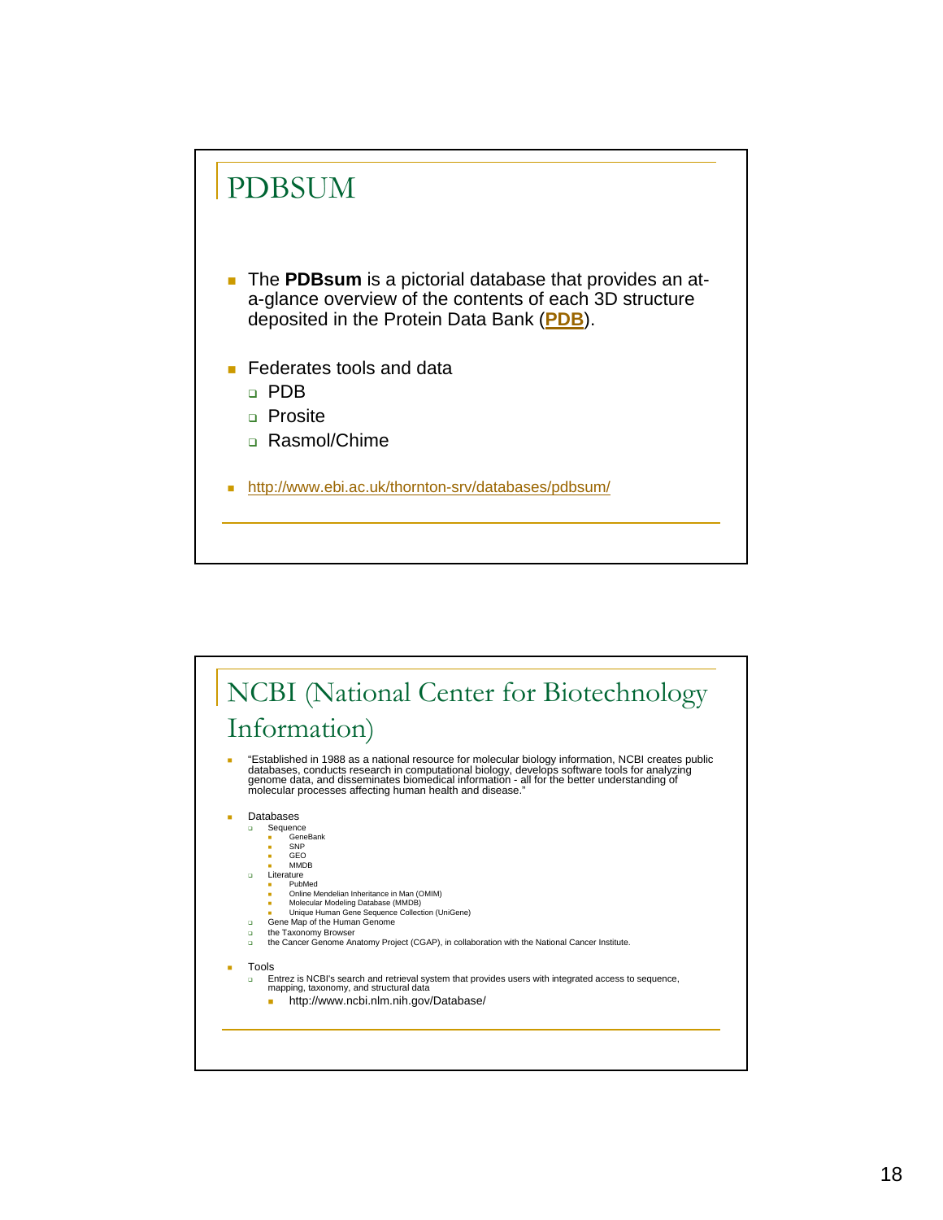# PDBSUM

- The **PDBsum** is a pictorial database that provides an at-a-glance overview of the contents of each 3D structure deposited in the Protein Data Bank (**PDB**).
- Federates tools and data
  - PDB
  - Prosite
  - Rasmol/Chime
- http://www.ebi.ac.uk/thornton-srv/databases/pdbsum/

# NCBI (National Center for Biotechnology Information)

- "Established in 1988 as a national resource for molecular biology information, NCBI creates public databases, conducts research in computational biology, develops software tools for analyzing genome data, and disseminates biomedical information - all for the better understanding of molecular processes affecting human health and disease."
- Databases
  - Sequence
    - GeneBank
    - SNP
    - GEO
    - MMDB
  - Literature
    - PubMed
    - Online Mendelian Inheritance in Man (OMIM)
    - Molecular Modeling Database (MMDB)
    - Unique Human Gene Sequence Collection (UniGene)
  - Gene Map of the Human Genome
  - the Taxonomy Browser
  - the Cancer Genome Anatomy Project (CGAP), in collaboration with the National Cancer Institute.
- Tools
  - Entrez is NCBI's search and retrieval system that provides users with integrated access to sequence, mapping, taxonomy, and structural data
    - http://www.ncbi.nlm.nih.gov/Database/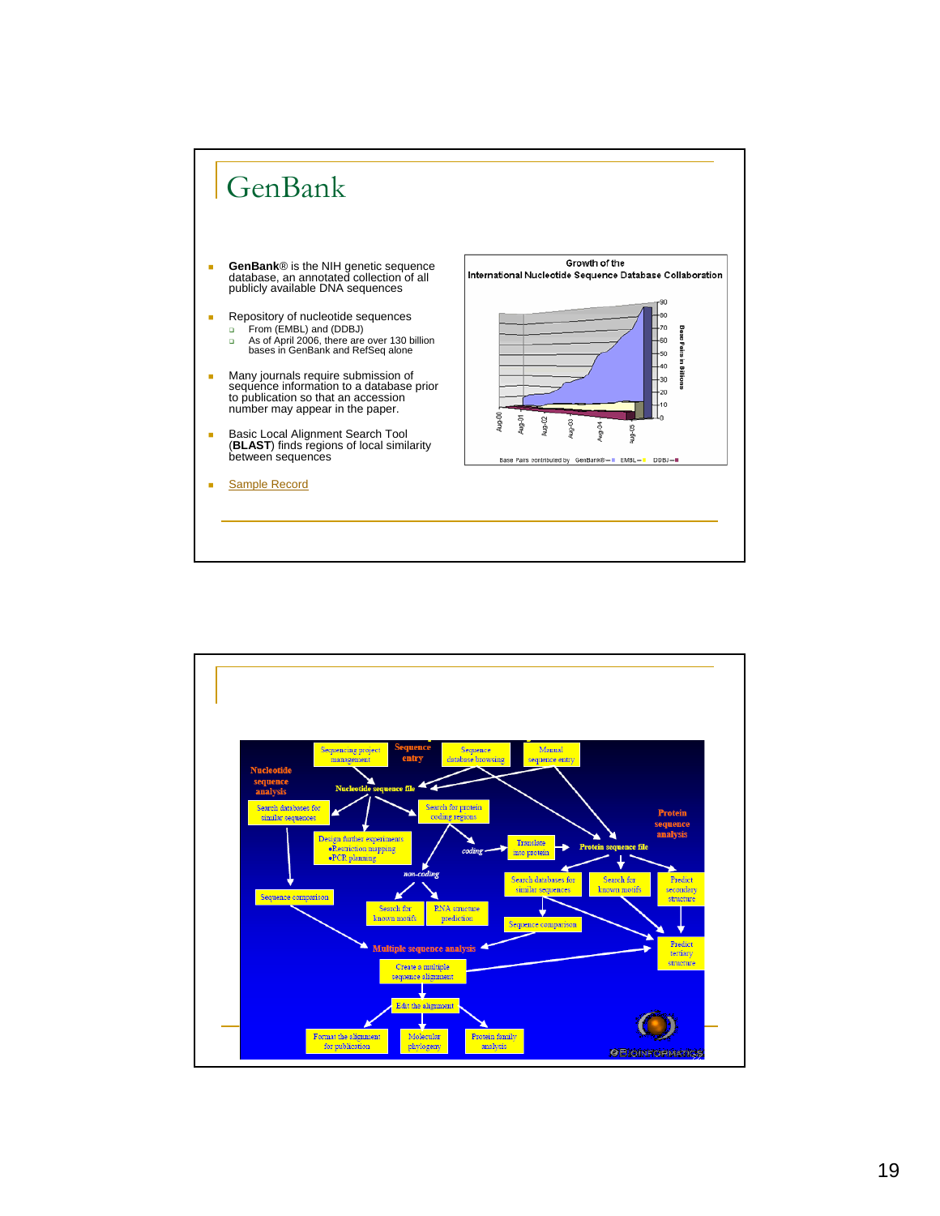# GenBank

- **GenBank**® is the NIH genetic sequence database, an annotated collection of all publicly available DNA sequences
- Repository of nucleotide sequences
  - From (EMBL) and (DDBJ)
  - As of April 2006, there are over 130 billion bases in GenBank and RefSeq alone
- Many journals require submission of sequence information to a database prior to publication so that an accession number may appear in the paper.
- Basic Local Alignment Search Tool (**BLAST**) finds regions of local similarity between sequences
- Sample Record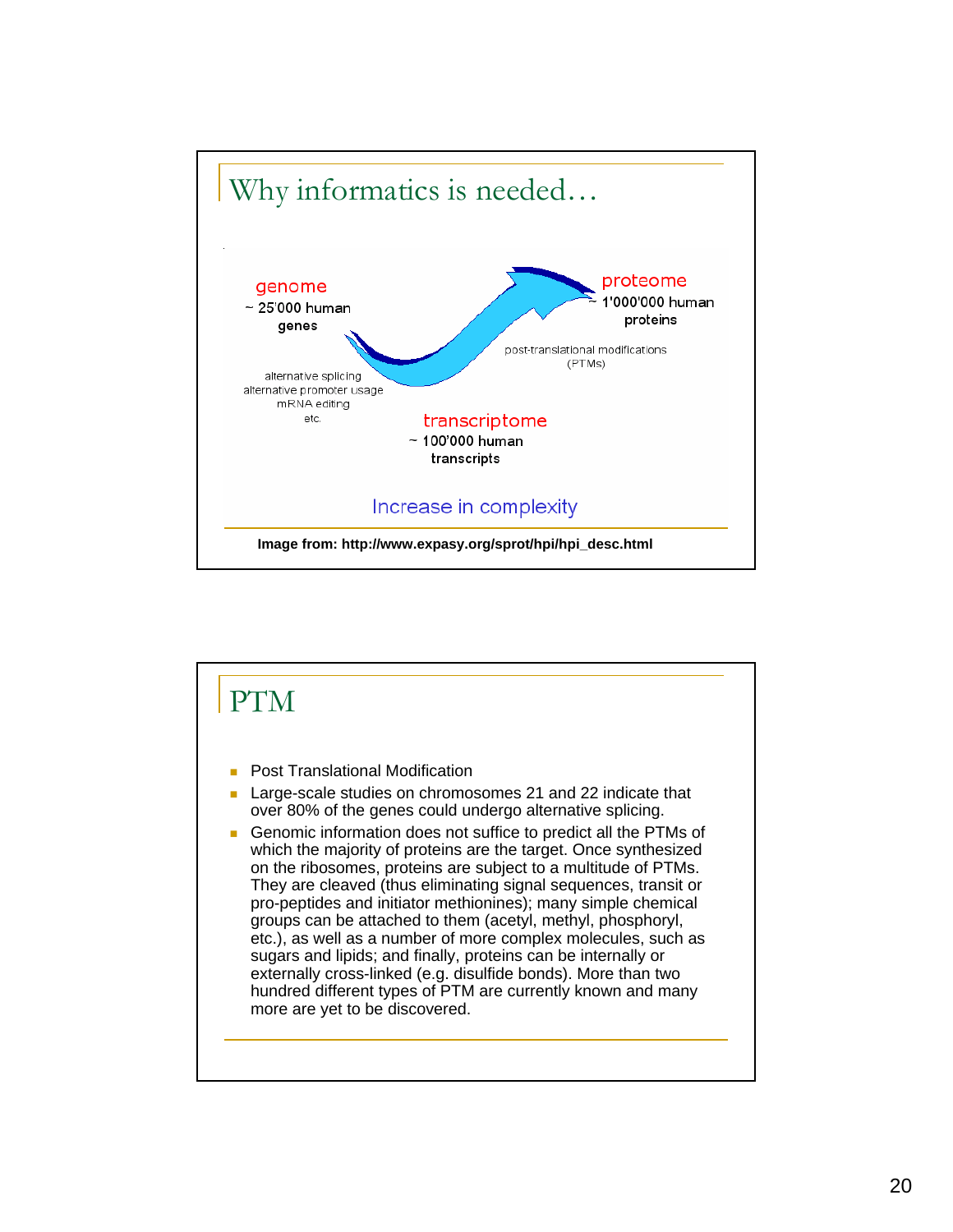# Why informatics is needed…

genome
~ 25'000 human genes

alternative splicing
alternative promoter usage
mRNA editing
etc.

transcriptome
~ 100'000 human transcripts

post-translational modifications (PTMs)

proteome
~ 1'000'000 human proteins

Increase in complexity

**Image from: http://www.expasy.org/sprot/hpi/hpi_desc.html**

# PTM

- Post Translational Modification
- Large-scale studies on chromosomes 21 and 22 indicate that over 80% of the genes could undergo alternative splicing.
- Genomic information does not suffice to predict all the PTMs of which the majority of proteins are the target. Once synthesized on the ribosomes, proteins are subject to a multitude of PTMs. They are cleaved (thus eliminating signal sequences, transit or pro-peptides and initiator methionines); many simple chemical groups can be attached to them (acetyl, methyl, phosphoryl, etc.), as well as a number of more complex molecules, such as sugars and lipids; and finally, proteins can be internally or externally cross-linked (e.g. disulfide bonds). More than two hundred different types of PTM are currently known and many more are yet to be discovered.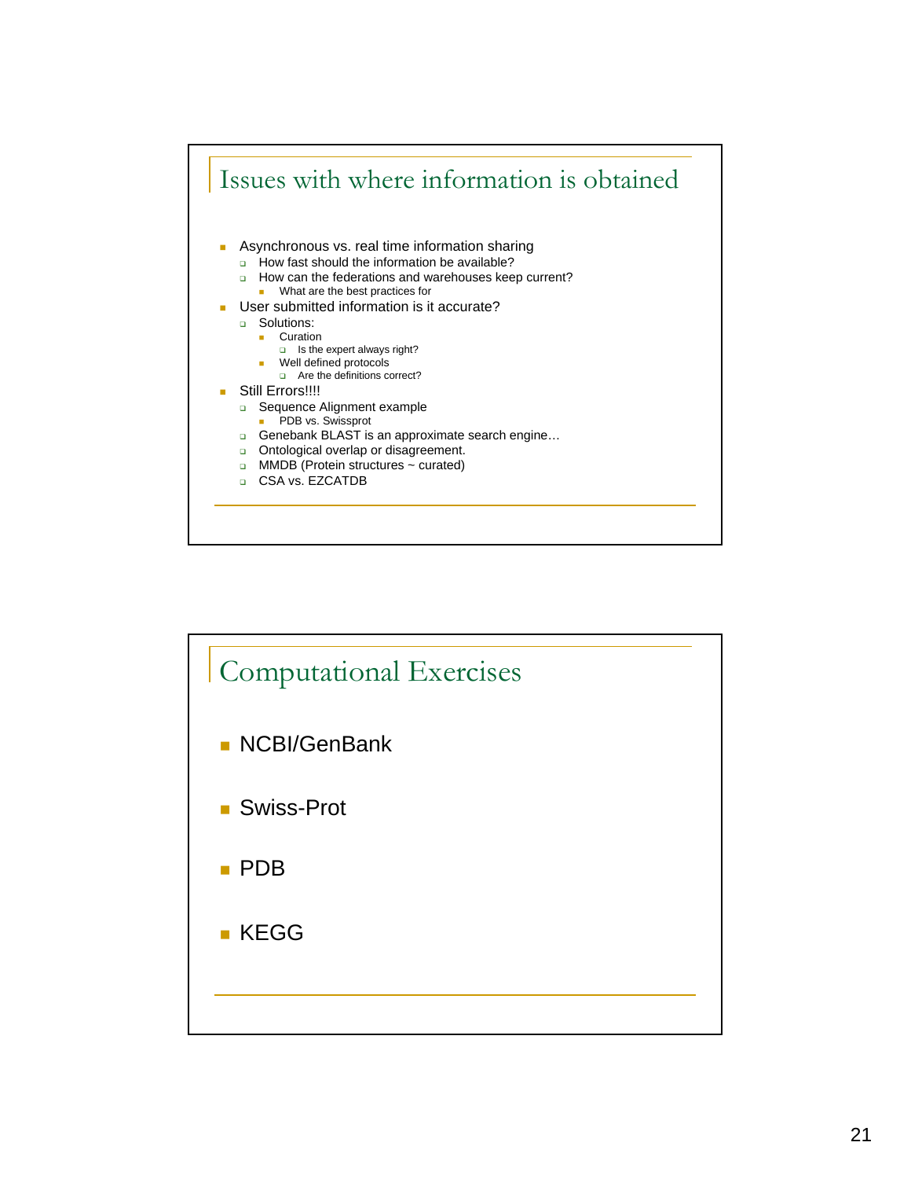## Issues with where information is obtained

- Asynchronous vs. real time information sharing
  - How fast should the information be available?
  - How can the federations and warehouses keep current?
    - What are the best practices for
- User submitted information is it accurate?
  - Solutions:
    - Curation
      - Is the expert always right?
    - Well defined protocols
      - Are the definitions correct?
- Still Errors!!!!
  - Sequence Alignment example
    - PDB vs. Swissprot
  - Genebank BLAST is an approximate search engine…
  - Ontological overlap or disagreement.
  - MMDB (Protein structures ~ curated)
  - CSA vs. EZCATDB

## Computational Exercises

- NCBI/GenBank
- Swiss-Prot
- PDB
- KEGG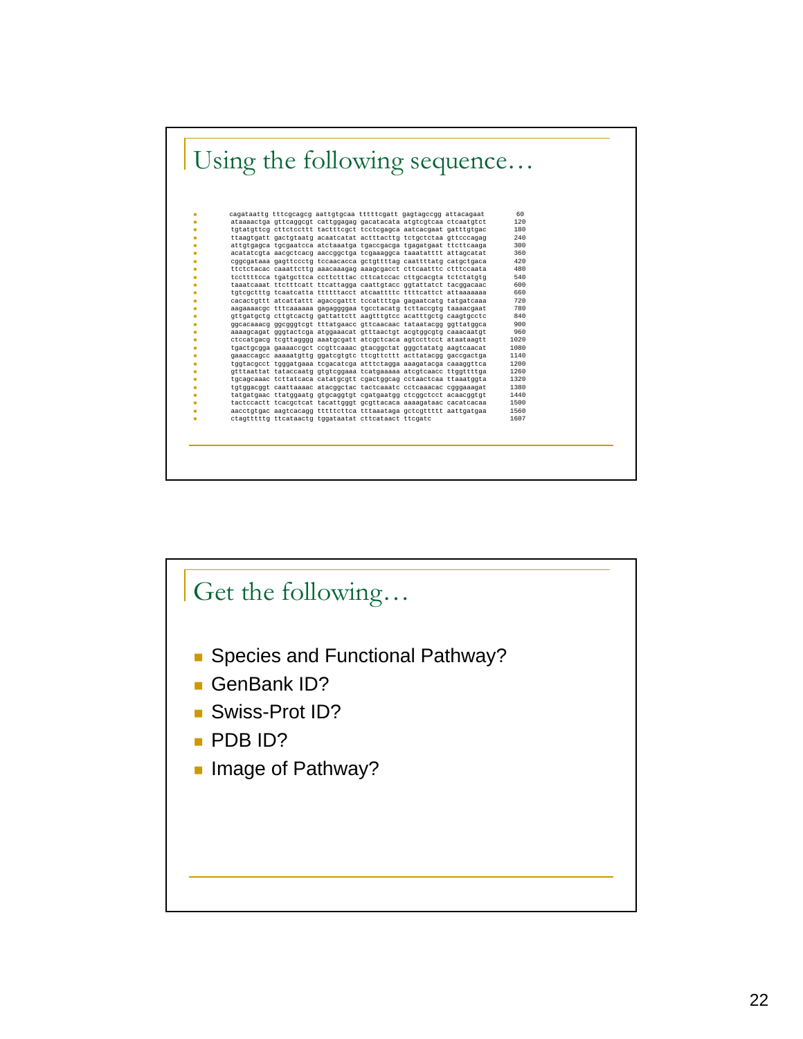# Using the following sequence…

```
cagataattg tttcgcagcg aattgtgcaa tttttcgatt gagtagccgg attacagaat      60
ataaaactga gttcaggcgt cattggagag gacatacata atgtcgtcaa ctcaatgtct     120
tgtatgttcg cttctccttt tactttcgct tcctcgagca aatcacgaat gatttgtgac     180
ttaagtgatt gactgtaatg acaatcatat actttacttg tctgctctaa gttcccagag     240
attgtgagca tgcgaatcca atctaaatga tgaccgacga tgagatgaat ttcttcaaga     300
acatatcgta aacgctcacg aaccggctga tcgaaaggca taaatatttt attagcatat     360
cggcgataaa gagttccctg tccaacacca gctgttttag caattttatg catgctgaca     420
ttctctacac caaattcttg aaacaaagag aaagcgacct cttcaatttc ctttccaata     480
tccttttcca tgatgcttca ccttctttac cttcatccac cttgcacgta tctctatgtg     540
taaatcaaat ttctttcatt ttcattagga caattgtacc ggtattatct tacggacaac     600
tgtcgctttg tcaatcatta ttttttacct atcaattttc ttttcattct attaaaaaaa     660
cacactgttt atcattattt agaccgattt tccattttga gagaatcatg tatgatcaaa     720
aagaaaacgc tttcaaaaaa gagaggggaa tgcctacatg tcttaccgtg taaaacgaat     780
gttgatgctg cttgtcactg gattattctt aagtttgtcc acatttgctg caagtgcctc     840
ggcacaaacg ggcgggtcgt tttatgaacc gttcaacaac tataatacgg ggtatggcga     900
aaaagcagat gggtactcga atggaaacat gtttaactgt acgtggcgtg caaacaatgt     960
ctccatgacg tcgttagggg aaatgcgatt atcgctcaca agtccttcct ataataagtt    1020
tgactgcgga gaaaaccgct ccgttcaaac gtacggctat gggctatatg aagtcaacat    1080
gaaaccagcc aaaaatgttg ggatcgtgtc ttcgttcttt acttatacgg gaccgactga    1140
tggtacgcct tgggatgaaa tcgacatcga atttctagga aaagatacga caaaggttca    1200
gtttaattat tataccaatg gtgtcggaaa tcatgaaaaa atcgtcaacc ttggttttga    1260
tgcagcaaac tcttatcaca catatgcgtt cgactggcag cctaactcaa ttaaatggta    1320
tgtggacggt caattaaaac atacggctac tactcaaatc cctcaaacac cgggaaagat    1380
tatgatgaac ttatggaatg gtgcaggtgt cgatgaatgg ctcggctcct acaacggtgt    1440
tactccactt tcacgctcat tacattgggt gcgttacaca aaaagataac cacatcacaa    1500
aacctgtgac aagtcacagg tttttcttca tttaaataga gctcgttttt aattgatgaa    1560
ctagttttg ttcataactg tggataatat cttcataact ttcgatc                   1607
```

# Get the following…

- Species and Functional Pathway?
- GenBank ID?
- Swiss-Prot ID?
- PDB ID?
- Image of Pathway?